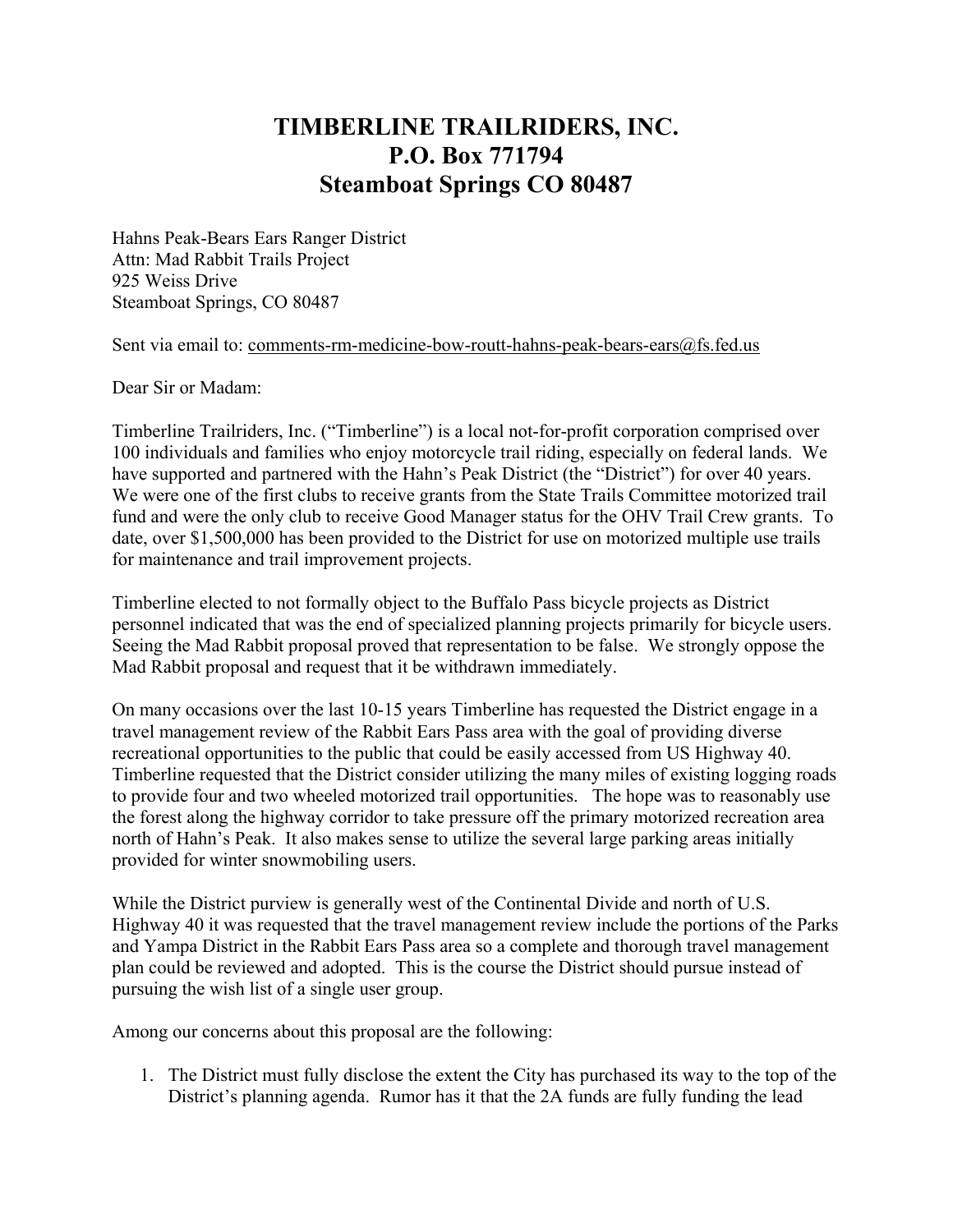# TIMBERLINE TRAILRIDERS, INC.
# P.O. Box 771794
# Steamboat Springs CO 80487

Hahns Peak-Bears Ears Ranger District
Attn: Mad Rabbit Trails Project
925 Weiss Drive
Steamboat Springs, CO 80487

Sent via email to: comments-rm-medicine-bow-routt-hahns-peak-bears-ears@fs.fed.us

Dear Sir or Madam:

Timberline Trailriders, Inc. ("Timberline") is a local not-for-profit corporation comprised over 100 individuals and families who enjoy motorcycle trail riding, especially on federal lands. We have supported and partnered with the Hahn's Peak District (the "District") for over 40 years. We were one of the first clubs to receive grants from the State Trails Committee motorized trail fund and were the only club to receive Good Manager status for the OHV Trail Crew grants. To date, over $1,500,000 has been provided to the District for use on motorized multiple use trails for maintenance and trail improvement projects.

Timberline elected to not formally object to the Buffalo Pass bicycle projects as District personnel indicated that was the end of specialized planning projects primarily for bicycle users. Seeing the Mad Rabbit proposal proved that representation to be false. We strongly oppose the Mad Rabbit proposal and request that it be withdrawn immediately.

On many occasions over the last 10-15 years Timberline has requested the District engage in a travel management review of the Rabbit Ears Pass area with the goal of providing diverse recreational opportunities to the public that could be easily accessed from US Highway 40. Timberline requested that the District consider utilizing the many miles of existing logging roads to provide four and two wheeled motorized trail opportunities. The hope was to reasonably use the forest along the highway corridor to take pressure off the primary motorized recreation area north of Hahn's Peak. It also makes sense to utilize the several large parking areas initially provided for winter snowmobiling users.

While the District purview is generally west of the Continental Divide and north of U.S. Highway 40 it was requested that the travel management review include the portions of the Parks and Yampa District in the Rabbit Ears Pass area so a complete and thorough travel management plan could be reviewed and adopted. This is the course the District should pursue instead of pursuing the wish list of a single user group.

Among our concerns about this proposal are the following:

1. The District must fully disclose the extent the City has purchased its way to the top of the District's planning agenda. Rumor has it that the 2A funds are fully funding the lead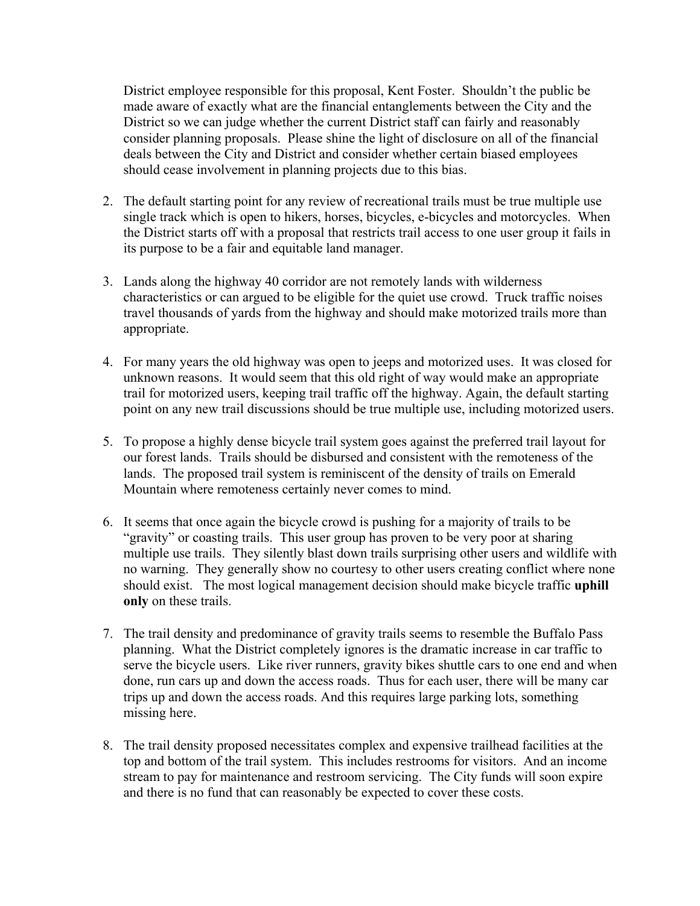District employee responsible for this proposal, Kent Foster. Shouldn't the public be made aware of exactly what are the financial entanglements between the City and the District so we can judge whether the current District staff can fairly and reasonably consider planning proposals. Please shine the light of disclosure on all of the financial deals between the City and District and consider whether certain biased employees should cease involvement in planning projects due to this bias.

2. The default starting point for any review of recreational trails must be true multiple use single track which is open to hikers, horses, bicycles, e-bicycles and motorcycles. When the District starts off with a proposal that restricts trail access to one user group it fails in its purpose to be a fair and equitable land manager.

3. Lands along the highway 40 corridor are not remotely lands with wilderness characteristics or can argued to be eligible for the quiet use crowd. Truck traffic noises travel thousands of yards from the highway and should make motorized trails more than appropriate.

4. For many years the old highway was open to jeeps and motorized uses. It was closed for unknown reasons. It would seem that this old right of way would make an appropriate trail for motorized users, keeping trail traffic off the highway. Again, the default starting point on any new trail discussions should be true multiple use, including motorized users.

5. To propose a highly dense bicycle trail system goes against the preferred trail layout for our forest lands. Trails should be disbursed and consistent with the remoteness of the lands. The proposed trail system is reminiscent of the density of trails on Emerald Mountain where remoteness certainly never comes to mind.

6. It seems that once again the bicycle crowd is pushing for a majority of trails to be "gravity" or coasting trails. This user group has proven to be very poor at sharing multiple use trails. They silently blast down trails surprising other users and wildlife with no warning. They generally show no courtesy to other users creating conflict where none should exist. The most logical management decision should make bicycle traffic **uphill only** on these trails.

7. The trail density and predominance of gravity trails seems to resemble the Buffalo Pass planning. What the District completely ignores is the dramatic increase in car traffic to serve the bicycle users. Like river runners, gravity bikes shuttle cars to one end and when done, run cars up and down the access roads. Thus for each user, there will be many car trips up and down the access roads. And this requires large parking lots, something missing here.

8. The trail density proposed necessitates complex and expensive trailhead facilities at the top and bottom of the trail system. This includes restrooms for visitors. And an income stream to pay for maintenance and restroom servicing. The City funds will soon expire and there is no fund that can reasonably be expected to cover these costs.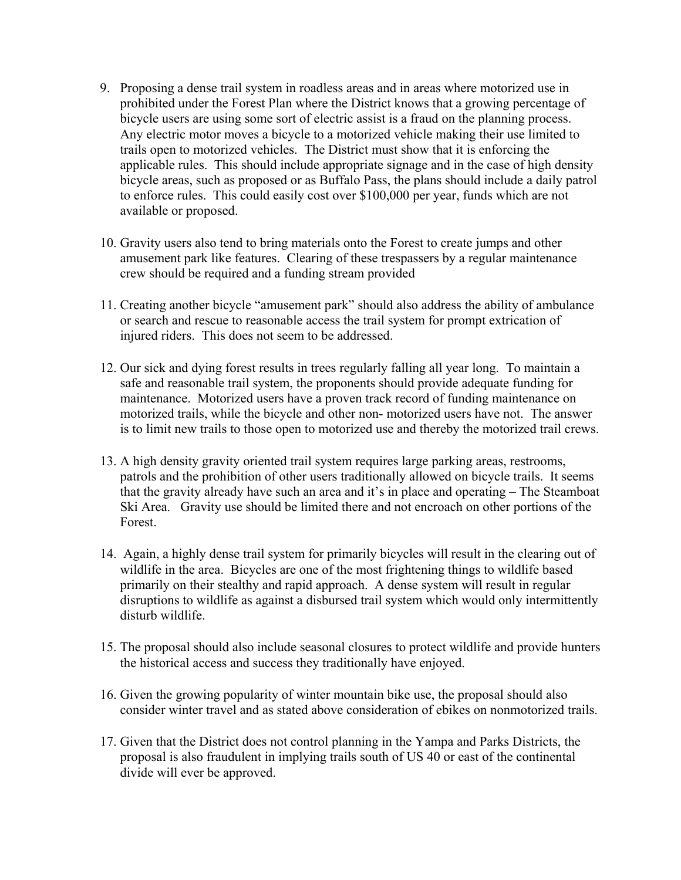9. Proposing a dense trail system in roadless areas and in areas where motorized use in prohibited under the Forest Plan where the District knows that a growing percentage of bicycle users are using some sort of electric assist is a fraud on the planning process. Any electric motor moves a bicycle to a motorized vehicle making their use limited to trails open to motorized vehicles. The District must show that it is enforcing the applicable rules. This should include appropriate signage and in the case of high density bicycle areas, such as proposed or as Buffalo Pass, the plans should include a daily patrol to enforce rules. This could easily cost over $100,000 per year, funds which are not available or proposed.

10. Gravity users also tend to bring materials onto the Forest to create jumps and other amusement park like features. Clearing of these trespassers by a regular maintenance crew should be required and a funding stream provided

11. Creating another bicycle "amusement park" should also address the ability of ambulance or search and rescue to reasonable access the trail system for prompt extrication of injured riders. This does not seem to be addressed.

12. Our sick and dying forest results in trees regularly falling all year long. To maintain a safe and reasonable trail system, the proponents should provide adequate funding for maintenance. Motorized users have a proven track record of funding maintenance on motorized trails, while the bicycle and other non- motorized users have not. The answer is to limit new trails to those open to motorized use and thereby the motorized trail crews.

13. A high density gravity oriented trail system requires large parking areas, restrooms, patrols and the prohibition of other users traditionally allowed on bicycle trails. It seems that the gravity already have such an area and it's in place and operating – The Steamboat Ski Area. Gravity use should be limited there and not encroach on other portions of the Forest.

14. Again, a highly dense trail system for primarily bicycles will result in the clearing out of wildlife in the area. Bicycles are one of the most frightening things to wildlife based primarily on their stealthy and rapid approach. A dense system will result in regular disruptions to wildlife as against a disbursed trail system which would only intermittently disturb wildlife.

15. The proposal should also include seasonal closures to protect wildlife and provide hunters the historical access and success they traditionally have enjoyed.

16. Given the growing popularity of winter mountain bike use, the proposal should also consider winter travel and as stated above consideration of ebikes on nonmotorized trails.

17. Given that the District does not control planning in the Yampa and Parks Districts, the proposal is also fraudulent in implying trails south of US 40 or east of the continental divide will ever be approved.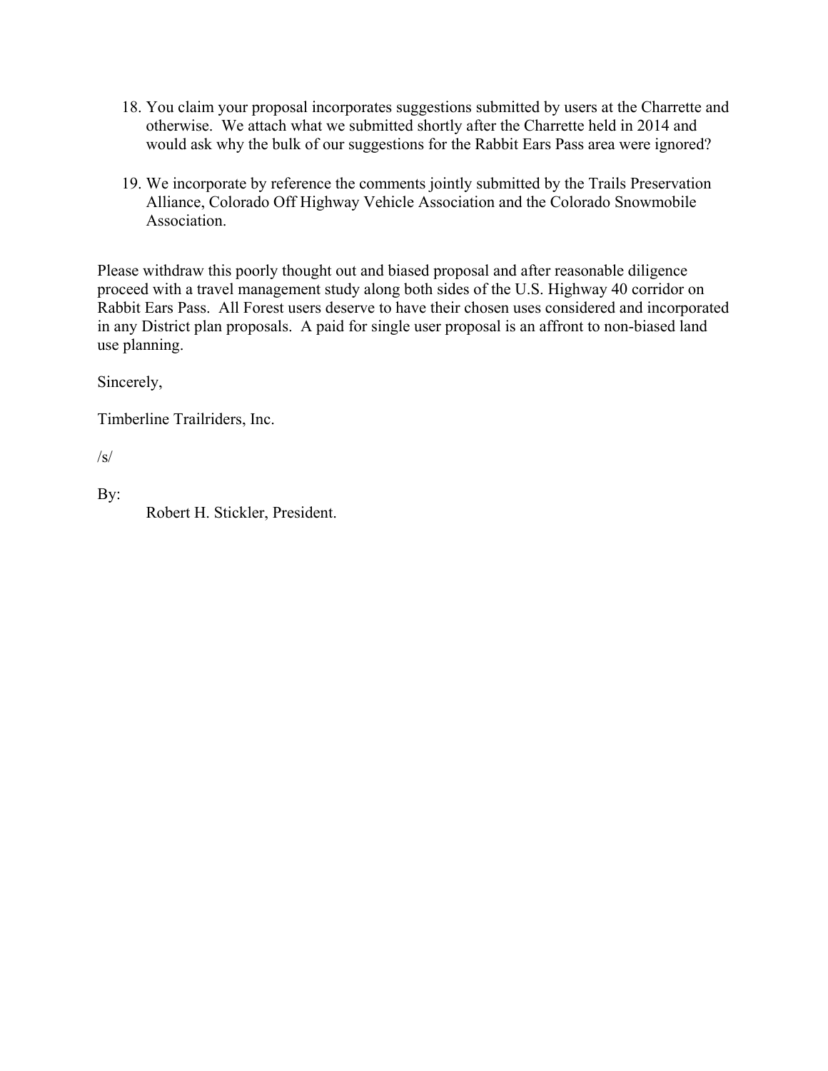18. You claim your proposal incorporates suggestions submitted by users at the Charrette and otherwise. We attach what we submitted shortly after the Charrette held in 2014 and would ask why the bulk of our suggestions for the Rabbit Ears Pass area were ignored?

19. We incorporate by reference the comments jointly submitted by the Trails Preservation Alliance, Colorado Off Highway Vehicle Association and the Colorado Snowmobile Association.

Please withdraw this poorly thought out and biased proposal and after reasonable diligence proceed with a travel management study along both sides of the U.S. Highway 40 corridor on Rabbit Ears Pass. All Forest users deserve to have their chosen uses considered and incorporated in any District plan proposals. A paid for single user proposal is an affront to non-biased land use planning.

Sincerely,

Timberline Trailriders, Inc.

/s/

By:
Robert H. Stickler, President.